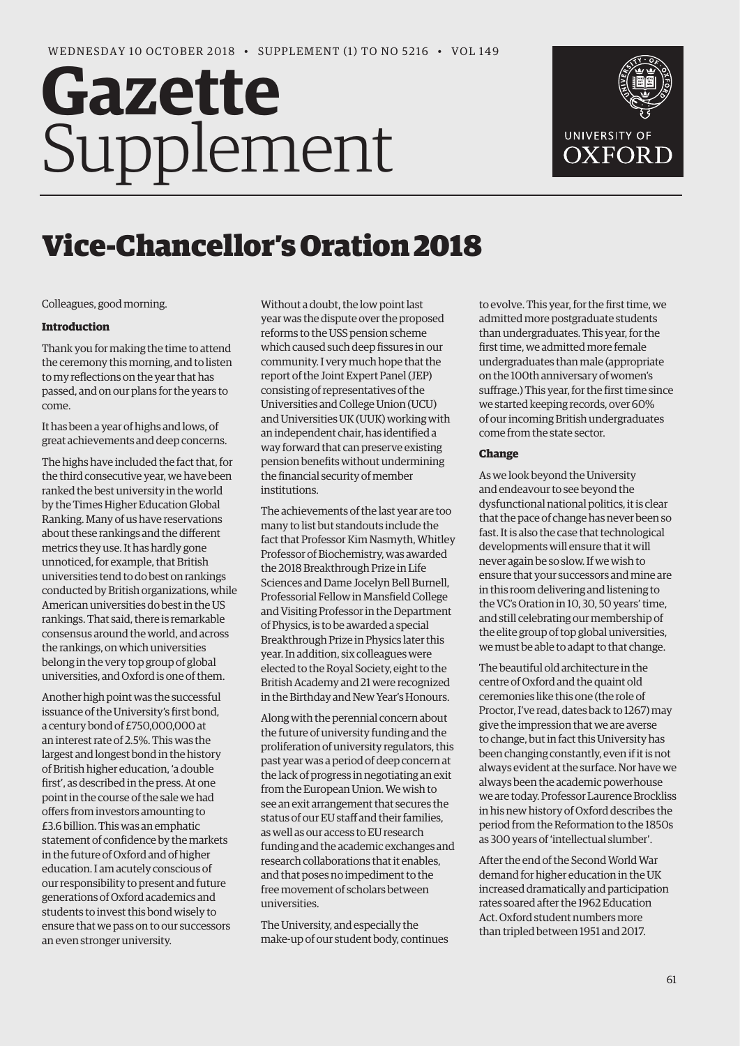# Gazette Supplement

# Vice-Chancellor's Oration 2018

Colleagues, good morning.

## Introduction

Thank you for making the time to attend the ceremony this morning, and to listen to my reflections on the year that has passed, and on our plans for the years to come.

It has been a year of highs and lows, of great achievements and deep concerns.

The highs have included the fact that, for the third consecutive year, we have been ranked the best university in the world by the Times Higher Education Global Ranking. Many of us have reservations about these rankings and the different metrics they use. It has hardly gone unnoticed, for example, that British universities tend to do best on rankings conducted by British organizations, while American universities do best in the US rankings. That said, there is remarkable consensus around the world, and across the rankings, on which universities belong in the very top group of global universities, and Oxford is one of them.

Another high point was the successful issuance of the University's first bond, a century bond of £750,000,000 at an interest rate of 2.5%. This was the largest and longest bond in the history of British higher education, 'a double first', as described in the press. At one point in the course of the sale we had offers from investors amounting to £3.6 billion. This was an emphatic statement of confidence by the markets in the future of Oxford and of higher education. I am acutely conscious of our responsibility to present and future generations of Oxford academics and students to invest this bond wisely to ensure that we pass on to our successors an even stronger university.

Without a doubt, the low point last year was the dispute over the proposed reforms to the USS pension scheme which caused such deep fissures in our community. I very much hope that the report of the Joint Expert Panel (JEP) consisting of representatives of the Universities and College Union (UCU) and Universities UK (UUK) working with an independent chair, has identified a way forward that can preserve existing pension benefits without undermining the financial security of member institutions.

The achievements of the last year are too many to list but standouts include the fact that Professor Kim Nasmyth, Whitley Professor of Biochemistry, was awarded the 2018 Breakthrough Prize in Life Sciences and Dame Jocelyn Bell Burnell, Professorial Fellow in Mansfield College and Visiting Professor in the Department of Physics, is to be awarded a special Breakthrough Prize in Physics later this year. In addition, six colleagues were elected to the Royal Society, eight to the British Academy and 21 were recognized in the Birthday and New Year's Honours.

Along with the perennial concern about the future of university funding and the proliferation of university regulators, this past year was a period of deep concern at the lack of progress in negotiating an exit from the European Union. We wish to see an exit arrangement that secures the status of our EU staff and their families, as well as our access to EU research funding and the academic exchanges and research collaborations that it enables, and that poses no impediment to the free movement of scholars between universities.

The University, and especially the make-up of our student body, continues to evolve. This year, for the first time, we admitted more postgraduate students than undergraduates. This year, for the first time, we admitted more female undergraduates than male (appropriate on the 100th anniversary of women's suffrage.) This year, for the first time since we started keeping records, over 60% of our incoming British undergraduates come from the state sector.

## Change

As we look beyond the University and endeavour to see beyond the dysfunctional national politics, it is clear that the pace of change has never been so fast. It is also the case that technological developments will ensure that it will never again be so slow. If we wish to ensure that your successors and mine are in this room delivering and listening to the VC's Oration in 10, 30, 50 years' time, and still celebrating our membership of the elite group of top global universities, we must be able to adapt to that change.

The beautiful old architecture in the centre of Oxford and the quaint old ceremonies like this one (the role of Proctor, I've read, dates back to 1267) may give the impression that we are averse to change, but in fact this University has been changing constantly, even if it is not always evident at the surface. Nor have we always been the academic powerhouse we are today. Professor Laurence Brockliss in his new history of Oxford describes the period from the Reformation to the 1850s as 300 years of 'intellectual slumber'.

After the end of the Second World War demand for higher education in the UK increased dramatically and participation rates soared after the 1962 Education Act. Oxford student numbers more than tripled between 1951 and 2017.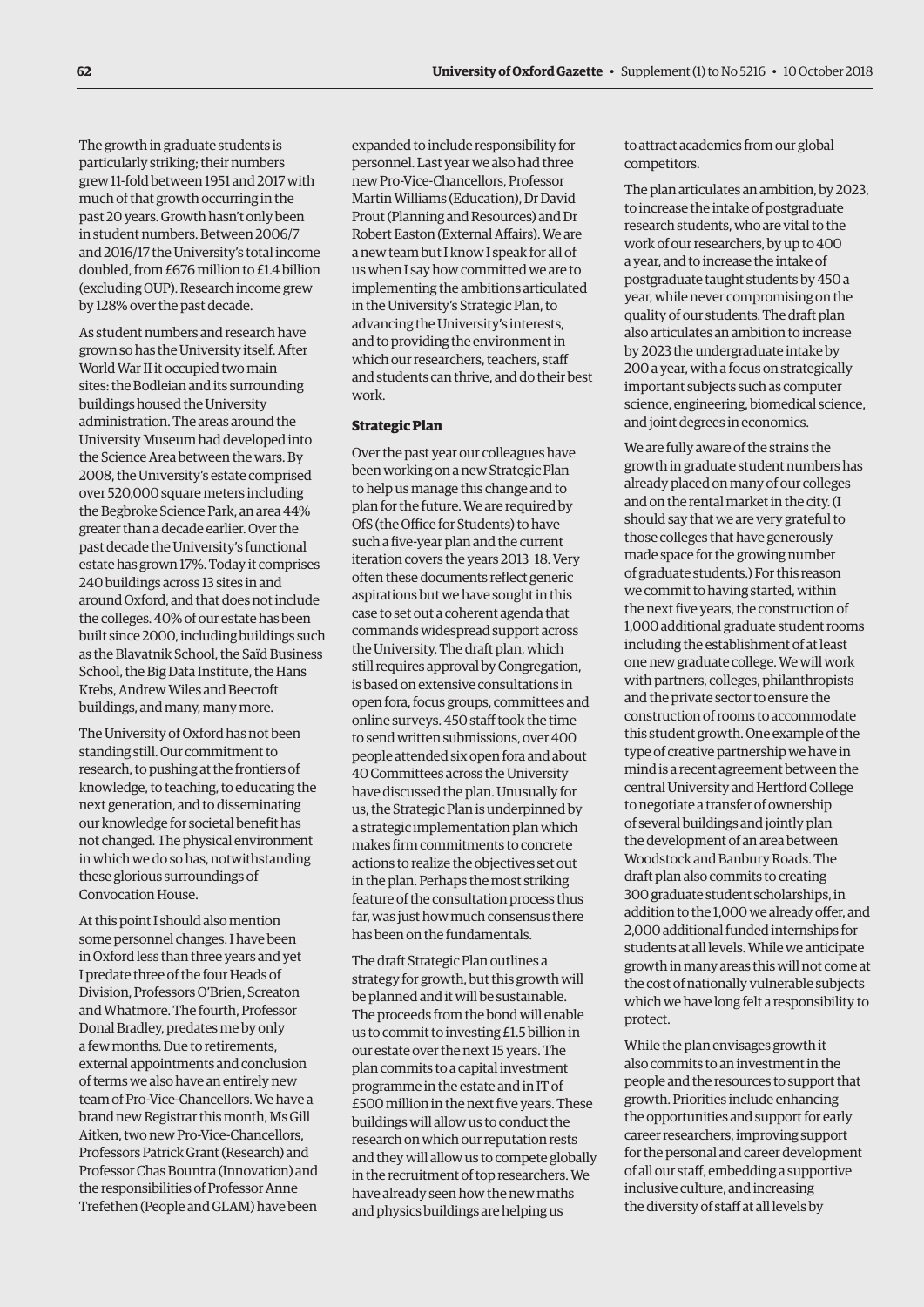The growth in graduate students is particularly striking; their numbers grew 11-fold between 1951 and 2017 with much of that growth occurring in the past 20 years. Growth hasn't only been in student numbers. Between 2006/7 and 2016/17 the University's total income doubled, from £676 million to £1.4 billion (excluding OUP). Research income grew by 128% over the past decade.

As student numbers and research have grown so has the University itself. After World War II it occupied two main sites: the Bodleian and its surrounding buildings housed the University administration. The areas around the University Museum had developed into the Science Area between the wars. By 2008, the University's estate comprised over 520,000 square meters including the Begbroke Science Park, an area 44% greater than a decade earlier. Over the past decade the University's functional estate has grown 17%. Today it comprises 240 buildings across 13 sites in and around Oxford, and that does not include the colleges. 40% of our estate has been built since 2000, including buildings such as the Blavatnik School, the Saïd Business School, the Big Data Institute, the Hans Krebs, Andrew Wiles and Beecroft buildings, and many, many more.

The University of Oxford has not been standing still. Our commitment to research, to pushing at the frontiers of knowledge, to teaching, to educating the next generation, and to disseminating our knowledge for societal benefit has not changed. The physical environment in which we do so has, notwithstanding these glorious surroundings of Convocation House.

At this point I should also mention some personnel changes. I have been in Oxford less than three years and yet I predate three of the four Heads of Division, Professors O'Brien, Screaton and Whatmore. The fourth, Professor Donal Bradley, predates me by only a few months. Due to retirements, external appointments and conclusion of terms we also have an entirely new team of Pro-Vice-Chancellors. We have a brand new Registrar this month, Ms Gill Aitken, two new Pro-Vice-Chancellors, Professors Patrick Grant (Research) and Professor Chas Bountra (Innovation) and the responsibilities of Professor Anne Trefethen (People and GLAM) have been expanded to include responsibility for personnel. Last year we also had three new Pro-Vice-Chancellors, Professor Martin Williams (Education), Dr David Prout (Planning and Resources) and Dr Robert Easton (External Affairs). We are a new team but I know I speak for all of us when I say how committed we are to implementing the ambitions articulated in the University's Strategic Plan, to advancing the University's interests, and to providing the environment in which our researchers, teachers, staff and students can thrive, and do their best work.

**Strategic Plan**

Over the past year our colleagues have been working on a new Strategic Plan to help us manage this change and to plan for the future. We are required by OfS (the Office for Students) to have such a five-year plan and the current iteration covers the years 2013–18. Very often these documents reflect generic aspirations but we have sought in this case to set out a coherent agenda that commands widespread support across the University. The draft plan, which still requires approval by Congregation, is based on extensive consultations in open fora, focus groups, committees and online surveys. 450 staff took the time to send written submissions, over 400 people attended six open fora and about 40 Committees across the University have discussed the plan. Unusually for us, the Strategic Plan is underpinned by a strategic implementation plan which makes firm commitments to concrete actions to realize the objectives set out in the plan. Perhaps the most striking feature of the consultation process thus far, was just how much consensus there has been on the fundamentals.

The draft Strategic Plan outlines a strategy for growth, but this growth will be planned and it will be sustainable. The proceeds from the bond will enable us to commit to investing £1.5 billion in our estate over the next 15 years. The plan commits to a capital investment programme in the estate and in IT of £500 million in the next five years. These buildings will allow us to conduct the research on which our reputation rests and they will allow us to compete globally in the recruitment of top researchers. We have already seen how the new maths and physics buildings are helping us to attract academics from our global competitors.

The plan articulates an ambition, by 2023, to increase the intake of postgraduate research students, who are vital to the work of our researchers, by up to 400 a year, and to increase the intake of postgraduate taught students by 450 a year, while never compromising on the quality of our students. The draft plan also articulates an ambition to increase by 2023 the undergraduate intake by 200 a year, with a focus on strategically important subjects such as computer science, engineering, biomedical science, and joint degrees in economics.

We are fully aware of the strains the growth in graduate student numbers has already placed on many of our colleges and on the rental market in the city. (I should say that we are very grateful to those colleges that have generously made space for the growing number of graduate students.) For this reason we commit to having started, within the next five years, the construction of 1,000 additional graduate student rooms including the establishment of at least one new graduate college. We will work with partners, colleges, philanthropists and the private sector to ensure the construction of rooms to accommodate this student growth. One example of the type of creative partnership we have in mind is a recent agreement between the central University and Hertford College to negotiate a transfer of ownership of several buildings and jointly plan the development of an area between Woodstock and Banbury Roads. The draft plan also commits to creating 300 graduate student scholarships, in addition to the 1,000 we already offer, and 2,000 additional funded internships for students at all levels. While we anticipate growth in many areas this will not come at the cost of nationally vulnerable subjects which we have long felt a responsibility to protect.

While the plan envisages growth it also commits to an investment in the people and the resources to support that growth. Priorities include enhancing the opportunities and support for early career researchers, improving support for the personal and career development of all our staff, embedding a supportive inclusive culture, and increasing the diversity of staff at all levels by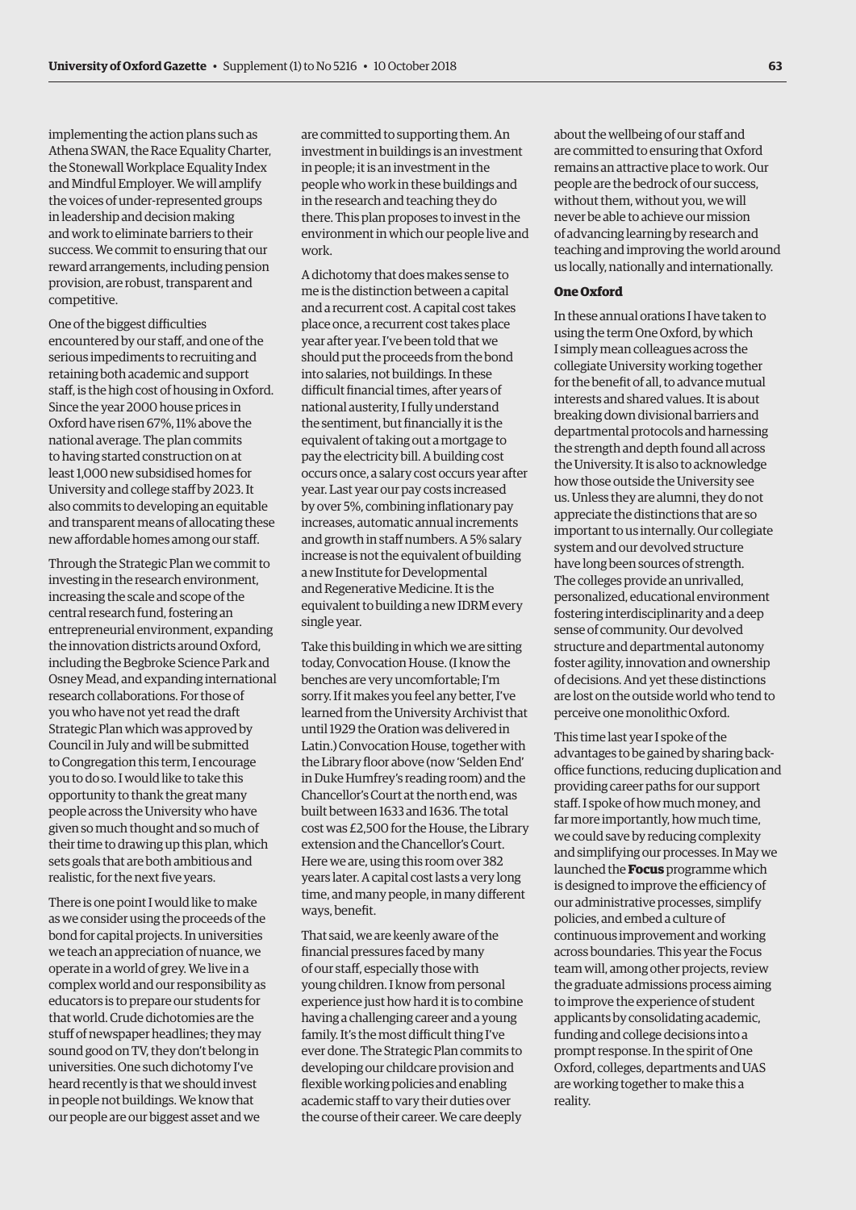implementing the action plans such as Athena SWAN, the Race Equality Charter, the Stonewall Workplace Equality Index and Mindful Employer. We will amplify the voices of under-represented groups in leadership and decision making and work to eliminate barriers to their success. We commit to ensuring that our reward arrangements, including pension provision, are robust, transparent and competitive.

One of the biggest difficulties encountered by our staff, and one of the serious impediments to recruiting and retaining both academic and support staff, is the high cost of housing in Oxford. Since the year 2000 house prices in Oxford have risen 67%, 11% above the national average. The plan commits to having started construction on at least 1,000 new subsidised homes for University and college staff by 2023. It also commits to developing an equitable and transparent means of allocating these new affordable homes among our staff.

Through the Strategic Plan we commit to investing in the research environment, increasing the scale and scope of the central research fund, fostering an entrepreneurial environment, expanding the innovation districts around Oxford, including the Begbroke Science Park and Osney Mead, and expanding international research collaborations. For those of you who have not yet read the draft Strategic Plan which was approved by Council in July and will be submitted to Congregation this term, I encourage you to do so. I would like to take this opportunity to thank the great many people across the University who have given so much thought and so much of their time to drawing up this plan, which sets goals that are both ambitious and realistic, for the next five years.

There is one point I would like to make as we consider using the proceeds of the bond for capital projects. In universities we teach an appreciation of nuance, we operate in a world of grey. We live in a complex world and our responsibility as educators is to prepare our students for that world. Crude dichotomies are the stuff of newspaper headlines; they may sound good on TV, they don't belong in universities. One such dichotomy I've heard recently is that we should invest in people not buildings. We know that our people are our biggest asset and we are committed to supporting them. An investment in buildings is an investment in people; it is an investment in the people who work in these buildings and in the research and teaching they do there. This plan proposes to invest in the environment in which our people live and work.

A dichotomy that does makes sense to me is the distinction between a capital and a recurrent cost. A capital cost takes place once, a recurrent cost takes place year after year. I've been told that we should put the proceeds from the bond into salaries, not buildings. In these difficult financial times, after years of national austerity, I fully understand the sentiment, but financially it is the equivalent of taking out a mortgage to pay the electricity bill. A building cost occurs once, a salary cost occurs year after year. Last year our pay costs increased by over 5%, combining inflationary pay increases, automatic annual increments and growth in staff numbers. A 5% salary increase is not the equivalent of building a new Institute for Developmental and Regenerative Medicine. It is the equivalent to building a new IDRM every single year.

Take this building in which we are sitting today, Convocation House. (I know the benches are very uncomfortable; I'm sorry. If it makes you feel any better, I've learned from the University Archivist that until 1929 the Oration was delivered in Latin.) Convocation House, together with the Library floor above (now 'Selden End' in Duke Humfrey's reading room) and the Chancellor's Court at the north end, was built between 1633 and 1636. The total cost was £2,500 for the House, the Library extension and the Chancellor's Court. Here we are, using this room over 382 years later. A capital cost lasts a very long time, and many people, in many different ways, benefit.

That said, we are keenly aware of the financial pressures faced by many of our staff, especially those with young children. I know from personal experience just how hard it is to combine having a challenging career and a young family. It's the most difficult thing I've ever done. The Strategic Plan commits to developing our childcare provision and flexible working policies and enabling academic staff to vary their duties over the course of their career. We care deeply about the wellbeing of our staff and are committed to ensuring that Oxford remains an attractive place to work. Our people are the bedrock of our success, without them, without you, we will never be able to achieve our mission of advancing learning by research and teaching and improving the world around us locally, nationally and internationally.

**One Oxford**

In these annual orations I have taken to using the term One Oxford, by which I simply mean colleagues across the collegiate University working together for the benefit of all, to advance mutual interests and shared values. It is about breaking down divisional barriers and departmental protocols and harnessing the strength and depth found all across the University. It is also to acknowledge how those outside the University see us. Unless they are alumni, they do not appreciate the distinctions that are so important to us internally. Our collegiate system and our devolved structure have long been sources of strength. The colleges provide an unrivalled, personalized, educational environment fostering interdisciplinarity and a deep sense of community. Our devolved structure and departmental autonomy foster agility, innovation and ownership of decisions. And yet these distinctions are lost on the outside world who tend to perceive one monolithic Oxford.

This time last year I spoke of the advantages to be gained by sharing back-office functions, reducing duplication and providing career paths for our support staff. I spoke of how much money, and far more importantly, how much time, we could save by reducing complexity and simplifying our processes. In May we launched the **Focus** programme which is designed to improve the efficiency of our administrative processes, simplify policies, and embed a culture of continuous improvement and working across boundaries. This year the Focus team will, among other projects, review the graduate admissions process aiming to improve the experience of student applicants by consolidating academic, funding and college decisions into a prompt response. In the spirit of One Oxford, colleges, departments and UAS are working together to make this a reality.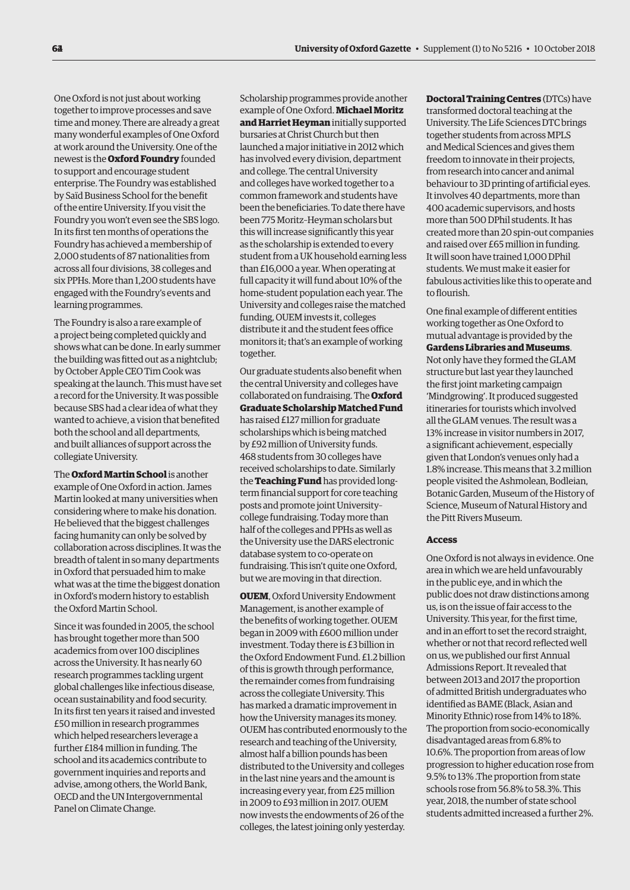One Oxford is not just about working together to improve processes and save time and money. There are already a great many wonderful examples of One Oxford at work around the University. One of the newest is the **Oxford Foundry** founded to support and encourage student enterprise. The Foundry was established by Saïd Business School for the benefit of the entire University. If you visit the Foundry you won't even see the SBS logo. In its first ten months of operations the Foundry has achieved a membership of 2,000 students of 87 nationalities from across all four divisions, 38 colleges and six PPHs. More than 1,200 students have engaged with the Foundry's events and learning programmes.

The Foundry is also a rare example of a project being completed quickly and shows what can be done. In early summer the building was fitted out as a nightclub; by October Apple CEO Tim Cook was speaking at the launch. This must have set a record for the University. It was possible because SBS had a clear idea of what they wanted to achieve, a vision that benefited both the school and all departments, and built alliances of support across the collegiate University.

The **Oxford Martin School** is another example of One Oxford in action. James Martin looked at many universities when considering where to make his donation. He believed that the biggest challenges facing humanity can only be solved by collaboration across disciplines. It was the breadth of talent in so many departments in Oxford that persuaded him to make what was at the time the biggest donation in Oxford's modern history to establish the Oxford Martin School.

Since it was founded in 2005, the school has brought together more than 500 academics from over 100 disciplines across the University. It has nearly 60 research programmes tackling urgent global challenges like infectious disease, ocean sustainability and food security. In its first ten years it raised and invested £50 million in research programmes which helped researchers leverage a further £184 million in funding. The school and its academics contribute to government inquiries and reports and advise, among others, the World Bank, OECD and the UN Intergovernmental Panel on Climate Change.

Scholarship programmes provide another example of One Oxford. **Michael Moritz and Harriet Heyman** initially supported bursaries at Christ Church but then launched a major initiative in 2012 which has involved every division, department and college. The central University and colleges have worked together to a common framework and students have been the beneficiaries. To date there have been 775 Moritz–Heyman scholars but this will increase significantly this year as the scholarship is extended to every student from a UK household earning less than £16,000 a year. When operating at full capacity it will fund about 10% of the home-student population each year. The University and colleges raise the matched funding, OUEM invests it, colleges distribute it and the student fees office monitors it; that's an example of working together.

Our graduate students also benefit when the central University and colleges have collaborated on fundraising. The **Oxford Graduate Scholarship Matched Fund** has raised £127 million for graduate scholarships which is being matched by £92 million of University funds. 468 students from 30 colleges have received scholarships to date. Similarly the **Teaching Fund** has provided long-term financial support for core teaching posts and promote joint University–college fundraising. Today more than half of the colleges and PPHs as well as the University use the DARS electronic database system to co-operate on fundraising. This isn't quite one Oxford, but we are moving in that direction.

**OUEM**, Oxford University Endowment Management, is another example of the benefits of working together. OUEM began in 2009 with £600 million under investment. Today there is £3 billion in the Oxford Endowment Fund. £1.2 billion of this is growth through performance, the remainder comes from fundraising across the collegiate University. This has marked a dramatic improvement in how the University manages its money. OUEM has contributed enormously to the research and teaching of the University, almost half a billion pounds has been distributed to the University and colleges in the last nine years and the amount is increasing every year, from £25 million in 2009 to £93 million in 2017. OUEM now invests the endowments of 26 of the colleges, the latest joining only yesterday.

**Doctoral Training Centres** (DTCs) have transformed doctoral teaching at the University. The Life Sciences DTC brings together students from across MPLS and Medical Sciences and gives them freedom to innovate in their projects, from research into cancer and animal behaviour to 3D printing of artificial eyes. It involves 40 departments, more than 400 academic supervisors, and hosts more than 500 DPhil students. It has created more than 20 spin-out companies and raised over £65 million in funding. It will soon have trained 1,000 DPhil students. We must make it easier for fabulous activities like this to operate and to flourish.

One final example of different entities working together as One Oxford to mutual advantage is provided by the **Gardens Libraries and Museums**. Not only have they formed the GLAM structure but last year they launched the first joint marketing campaign 'Mindgrowing'. It produced suggested itineraries for tourists which involved all the GLAM venues. The result was a 13% increase in visitor numbers in 2017, a significant achievement, especially given that London's venues only had a 1.8% increase. This means that 3.2 million people visited the Ashmolean, Bodleian, Botanic Garden, Museum of the History of Science, Museum of Natural History and the Pitt Rivers Museum.

### Access

One Oxford is not always in evidence. One area in which we are held unfavourably in the public eye, and in which the public does not draw distinctions among us, is on the issue of fair access to the University. This year, for the first time, and in an effort to set the record straight, whether or not that record reflected well on us, we published our first Annual Admissions Report. It revealed that between 2013 and 2017 the proportion of admitted British undergraduates who identified as BAME (Black, Asian and Minority Ethnic) rose from 14% to 18%. The proportion from socio-economically disadvantaged areas from 6.8% to 10.6%. The proportion from areas of low progression to higher education rose from 9.5% to 13% .The proportion from state schools rose from 56.8% to 58.3%. This year, 2018, the number of state school students admitted increased a further 2%.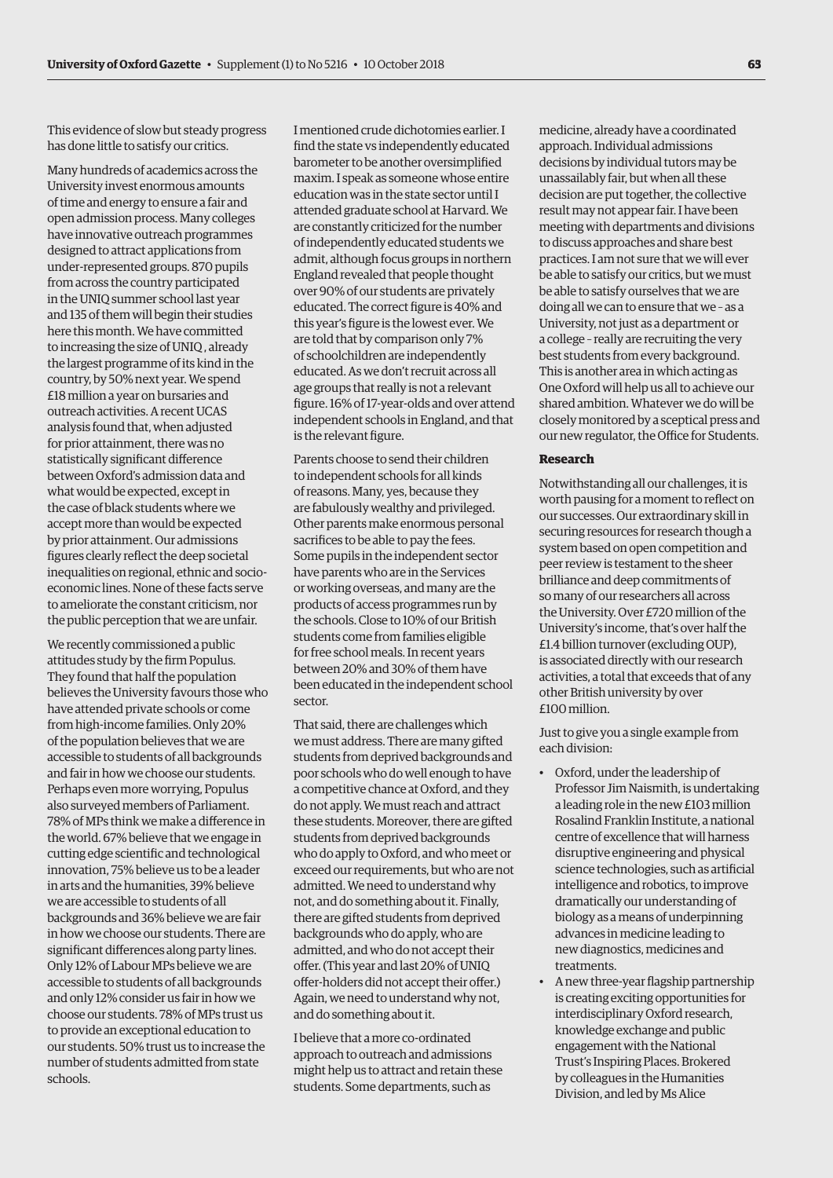This evidence of slow but steady progress has done little to satisfy our critics.

Many hundreds of academics across the University invest enormous amounts of time and energy to ensure a fair and open admission process. Many colleges have innovative outreach programmes designed to attract applications from under-represented groups. 870 pupils from across the country participated in the UNIQ summer school last year and 135 of them will begin their studies here this month. We have committed to increasing the size of UNIQ, already the largest programme of its kind in the country, by 50% next year. We spend £18 million a year on bursaries and outreach activities. A recent UCAS analysis found that, when adjusted for prior attainment, there was no statistically significant difference between Oxford's admission data and what would be expected, except in the case of black students where we accept more than would be expected by prior attainment. Our admissions figures clearly reflect the deep societal inequalities on regional, ethnic and socio-economic lines. None of these facts serve to ameliorate the constant criticism, nor the public perception that we are unfair.

We recently commissioned a public attitudes study by the firm Populus. They found that half the population believes the University favours those who have attended private schools or come from high-income families. Only 20% of the population believes that we are accessible to students of all backgrounds and fair in how we choose our students. Perhaps even more worrying, Populus also surveyed members of Parliament. 78% of MPs think we make a difference in the world. 67% believe that we engage in cutting edge scientific and technological innovation, 75% believe us to be a leader in arts and the humanities, 39% believe we are accessible to students of all backgrounds and 36% believe we are fair in how we choose our students. There are significant differences along party lines. Only 12% of Labour MPs believe we are accessible to students of all backgrounds and only 12% consider us fair in how we choose our students. 78% of MPs trust us to provide an exceptional education to our students. 50% trust us to increase the number of students admitted from state schools.

I mentioned crude dichotomies earlier. I find the state vs independently educated barometer to be another oversimplified maxim. I speak as someone whose entire education was in the state sector until I attended graduate school at Harvard. We are constantly criticized for the number of independently educated students we admit, although focus groups in northern England revealed that people thought over 90% of our students are privately educated. The correct figure is 40% and this year's figure is the lowest ever. We are told that by comparison only 7% of schoolchildren are independently educated. As we don't recruit across all age groups that really is not a relevant figure. 16% of 17-year-olds and over attend independent schools in England, and that is the relevant figure.

Parents choose to send their children to independent schools for all kinds of reasons. Many, yes, because they are fabulously wealthy and privileged. Other parents make enormous personal sacrifices to be able to pay the fees. Some pupils in the independent sector have parents who are in the Services or working overseas, and many are the products of access programmes run by the schools. Close to 10% of our British students come from families eligible for free school meals. In recent years between 20% and 30% of them have been educated in the independent school sector.

That said, there are challenges which we must address. There are many gifted students from deprived backgrounds and poor schools who do well enough to have a competitive chance at Oxford, and they do not apply. We must reach and attract these students. Moreover, there are gifted students from deprived backgrounds who do apply to Oxford, and who meet or exceed our requirements, but who are not admitted. We need to understand why not, and do something about it. Finally, there are gifted students from deprived backgrounds who do apply, who are admitted, and who do not accept their offer. (This year and last 20% of UNIQ offer-holders did not accept their offer.) Again, we need to understand why not, and do something about it.

I believe that a more co-ordinated approach to outreach and admissions might help us to attract and retain these students. Some departments, such as medicine, already have a coordinated approach. Individual admissions decisions by individual tutors may be unassailably fair, but when all these decision are put together, the collective result may not appear fair. I have been meeting with departments and divisions to discuss approaches and share best practices. I am not sure that we will ever be able to satisfy our critics, but we must be able to satisfy ourselves that we are doing all we can to ensure that we – as a University, not just as a department or a college – really are recruiting the very best students from every background. This is another area in which acting as One Oxford will help us all to achieve our shared ambition. Whatever we do will be closely monitored by a sceptical press and our new regulator, the Office for Students.

**Research**

Notwithstanding all our challenges, it is worth pausing for a moment to reflect on our successes. Our extraordinary skill in securing resources for research though a system based on open competition and peer review is testament to the sheer brilliance and deep commitments of so many of our researchers all across the University. Over £720 million of the University's income, that's over half the £1.4 billion turnover (excluding OUP), is associated directly with our research activities, a total that exceeds that of any other British university by over £100 million.

Just to give you a single example from each division:

- Oxford, under the leadership of Professor Jim Naismith, is undertaking a leading role in the new £103 million Rosalind Franklin Institute, a national centre of excellence that will harness disruptive engineering and physical science technologies, such as artificial intelligence and robotics, to improve dramatically our understanding of biology as a means of underpinning advances in medicine leading to new diagnostics, medicines and treatments.
- A new three-year flagship partnership is creating exciting opportunities for interdisciplinary Oxford research, knowledge exchange and public engagement with the National Trust's Inspiring Places. Brokered by colleagues in the Humanities Division, and led by Ms Alice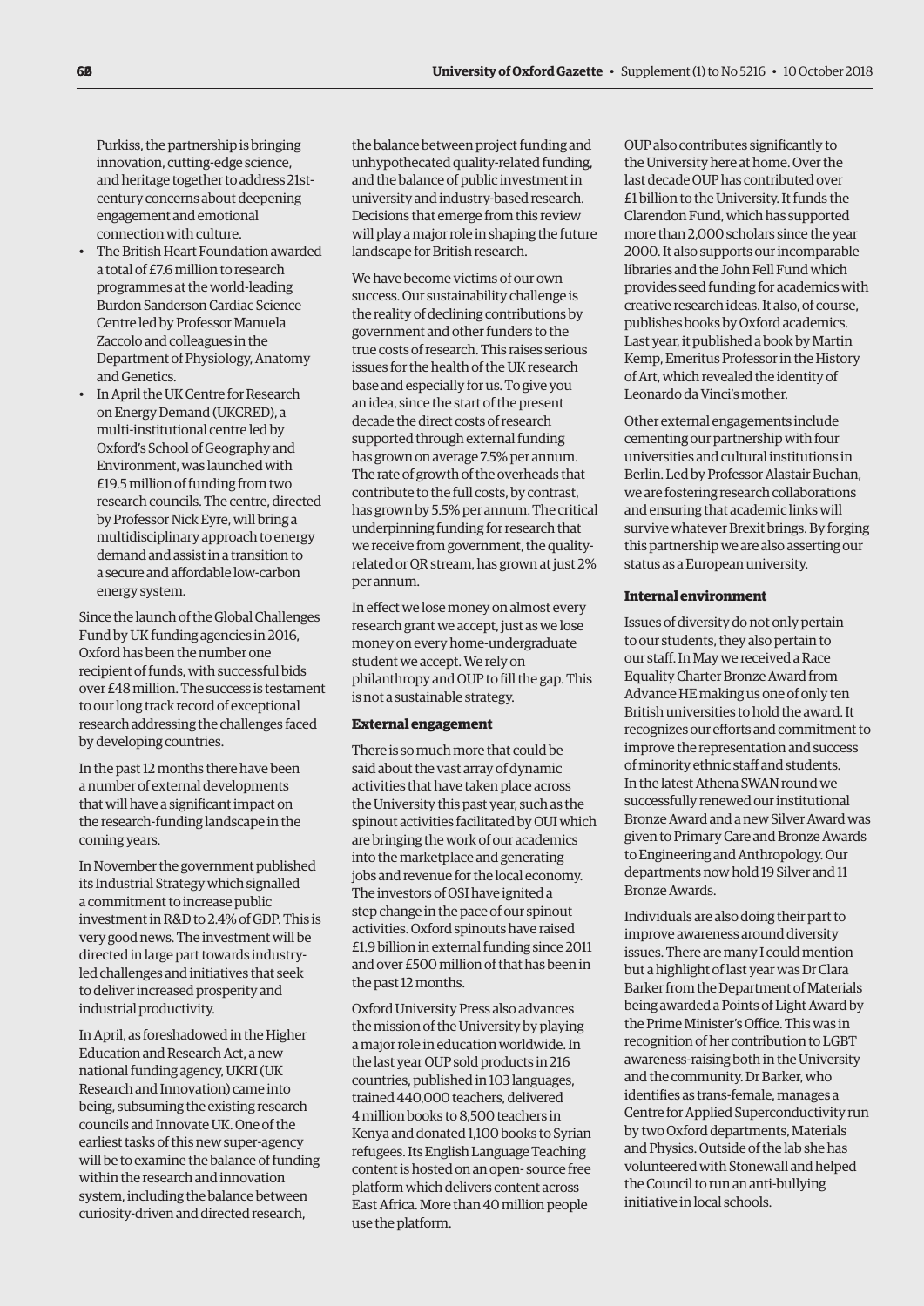Purkiss, the partnership is bringing innovation, cutting-edge science, and heritage together to address 21st-century concerns about deepening engagement and emotional connection with culture.

- The British Heart Foundation awarded a total of £7.6 million to research programmes at the world-leading Burdon Sanderson Cardiac Science Centre led by Professor Manuela Zaccolo and colleagues in the Department of Physiology, Anatomy and Genetics.
- In April the UK Centre for Research on Energy Demand (UKCRED), a multi-institutional centre led by Oxford's School of Geography and Environment, was launched with £19.5 million of funding from two research councils. The centre, directed by Professor Nick Eyre, will bring a multidisciplinary approach to energy demand and assist in a transition to a secure and affordable low-carbon energy system.

Since the launch of the Global Challenges Fund by UK funding agencies in 2016, Oxford has been the number one recipient of funds, with successful bids over £48 million. The success is testament to our long track record of exceptional research addressing the challenges faced by developing countries.

In the past 12 months there have been a number of external developments that will have a significant impact on the research-funding landscape in the coming years.

In November the government published its Industrial Strategy which signalled a commitment to increase public investment in R&D to 2.4% of GDP. This is very good news. The investment will be directed in large part towards industry-led challenges and initiatives that seek to deliver increased prosperity and industrial productivity.

In April, as foreshadowed in the Higher Education and Research Act, a new national funding agency, UKRI (UK Research and Innovation) came into being, subsuming the existing research councils and Innovate UK. One of the earliest tasks of this new super-agency will be to examine the balance of funding within the research and innovation system, including the balance between curiosity-driven and directed research, the balance between project funding and unhypothecated quality-related funding, and the balance of public investment in university and industry-based research. Decisions that emerge from this review will play a major role in shaping the future landscape for British research.

We have become victims of our own success. Our sustainability challenge is the reality of declining contributions by government and other funders to the true costs of research. This raises serious issues for the health of the UK research base and especially for us. To give you an idea, since the start of the present decade the direct costs of research supported through external funding has grown on average 7.5% per annum. The rate of growth of the overheads that contribute to the full costs, by contrast, has grown by 5.5% per annum. The critical underpinning funding for research that we receive from government, the quality-related or QR stream, has grown at just 2% per annum.

In effect we lose money on almost every research grant we accept, just as we lose money on every home-undergraduate student we accept. We rely on philanthropy and OUP to fill the gap. This is not a sustainable strategy.

**External engagement**

There is so much more that could be said about the vast array of dynamic activities that have taken place across the University this past year, such as the spinout activities facilitated by OUI which are bringing the work of our academics into the marketplace and generating jobs and revenue for the local economy. The investors of OSI have ignited a step change in the pace of our spinout activities. Oxford spinouts have raised £1.9 billion in external funding since 2011 and over £500 million of that has been in the past 12 months.

Oxford University Press also advances the mission of the University by playing a major role in education worldwide. In the last year OUP sold products in 216 countries, published in 103 languages, trained 440,000 teachers, delivered 4 million books to 8,500 teachers in Kenya and donated 1,100 books to Syrian refugees. Its English Language Teaching content is hosted on an open- source free platform which delivers content across East Africa. More than 40 million people use the platform.

OUP also contributes significantly to the University here at home. Over the last decade OUP has contributed over £1 billion to the University. It funds the Clarendon Fund, which has supported more than 2,000 scholars since the year 2000. It also supports our incomparable libraries and the John Fell Fund which provides seed funding for academics with creative research ideas. It also, of course, publishes books by Oxford academics. Last year, it published a book by Martin Kemp, Emeritus Professor in the History of Art, which revealed the identity of Leonardo da Vinci's mother.

Other external engagements include cementing our partnership with four universities and cultural institutions in Berlin. Led by Professor Alastair Buchan, we are fostering research collaborations and ensuring that academic links will survive whatever Brexit brings. By forging this partnership we are also asserting our status as a European university.

**Internal environment**

Issues of diversity do not only pertain to our students, they also pertain to our staff. In May we received a Race Equality Charter Bronze Award from Advance HE making us one of only ten British universities to hold the award. It recognizes our efforts and commitment to improve the representation and success of minority ethnic staff and students. In the latest Athena SWAN round we successfully renewed our institutional Bronze Award and a new Silver Award was given to Primary Care and Bronze Awards to Engineering and Anthropology. Our departments now hold 19 Silver and 11 Bronze Awards.

Individuals are also doing their part to improve awareness around diversity issues. There are many I could mention but a highlight of last year was Dr Clara Barker from the Department of Materials being awarded a Points of Light Award by the Prime Minister's Office. This was in recognition of her contribution to LGBT awareness-raising both in the University and the community. Dr Barker, who identifies as trans-female, manages a Centre for Applied Superconductivity run by two Oxford departments, Materials and Physics. Outside of the lab she has volunteered with Stonewall and helped the Council to run an anti-bullying initiative in local schools.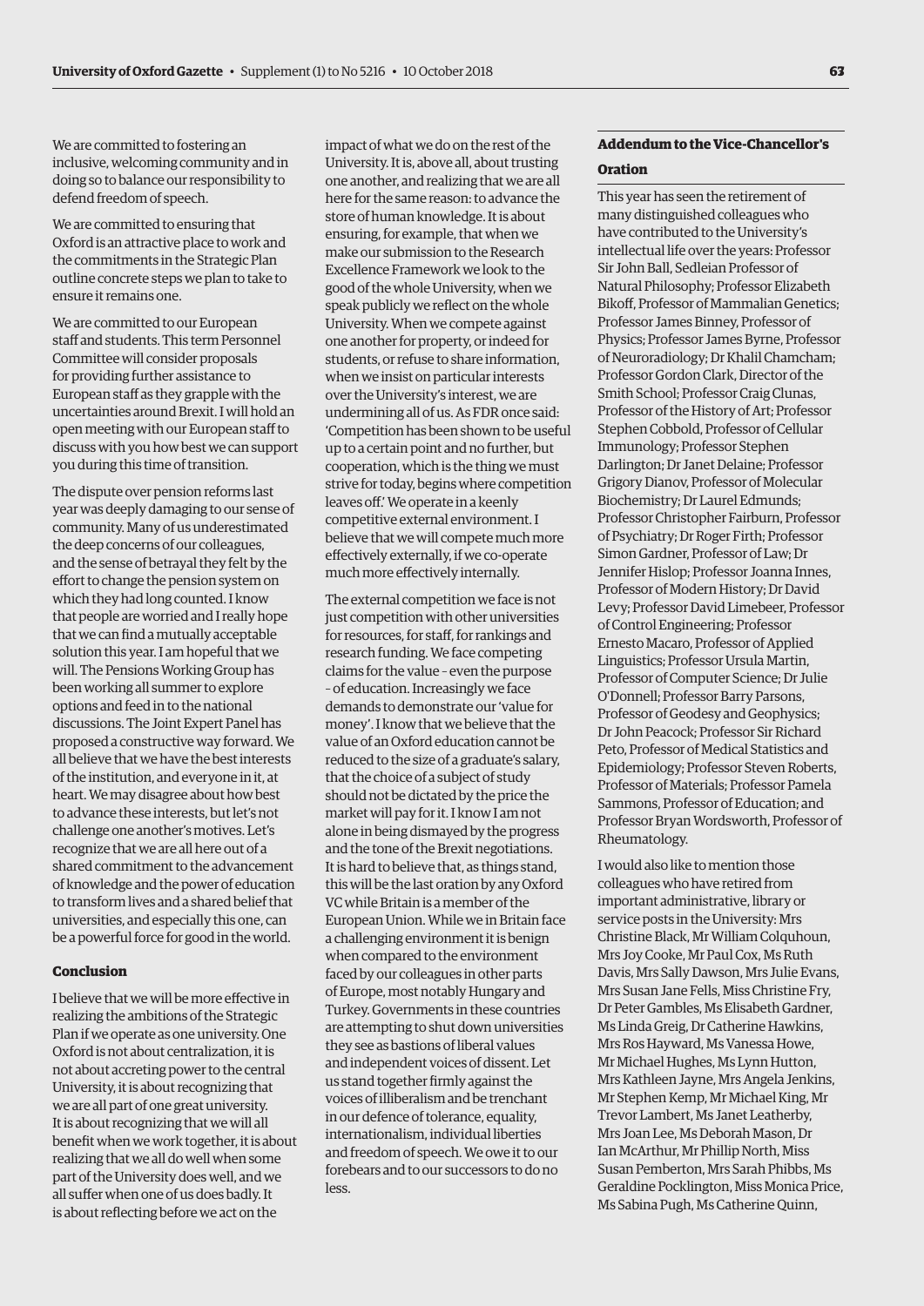We are committed to fostering an inclusive, welcoming community and in doing so to balance our responsibility to defend freedom of speech.

We are committed to ensuring that Oxford is an attractive place to work and the commitments in the Strategic Plan outline concrete steps we plan to take to ensure it remains one.

We are committed to our European staff and students. This term Personnel Committee will consider proposals for providing further assistance to European staff as they grapple with the uncertainties around Brexit. I will hold an open meeting with our European staff to discuss with you how best we can support you during this time of transition.

The dispute over pension reforms last year was deeply damaging to our sense of community. Many of us underestimated the deep concerns of our colleagues, and the sense of betrayal they felt by the effort to change the pension system on which they had long counted. I know that people are worried and I really hope that we can find a mutually acceptable solution this year. I am hopeful that we will. The Pensions Working Group has been working all summer to explore options and feed in to the national discussions. The Joint Expert Panel has proposed a constructive way forward. We all believe that we have the best interests of the institution, and everyone in it, at heart. We may disagree about how best to advance these interests, but let's not challenge one another's motives. Let's recognize that we are all here out of a shared commitment to the advancement of knowledge and the power of education to transform lives and a shared belief that universities, and especially this one, can be a powerful force for good in the world.

### Conclusion

I believe that we will be more effective in realizing the ambitions of the Strategic Plan if we operate as one university. One Oxford is not about centralization, it is not about accreting power to the central University, it is about recognizing that we are all part of one great university. It is about recognizing that we will all benefit when we work together, it is about realizing that we all do well when some part of the University does well, and we all suffer when one of us does badly. It is about reflecting before we act on the impact of what we do on the rest of the University. It is, above all, about trusting one another, and realizing that we are all here for the same reason: to advance the store of human knowledge. It is about ensuring, for example, that when we make our submission to the Research Excellence Framework we look to the good of the whole University, when we speak publicly we reflect on the whole University. When we compete against one another for property, or indeed for students, or refuse to share information, when we insist on particular interests over the University's interest, we are undermining all of us. As FDR once said: 'Competition has been shown to be useful up to a certain point and no further, but cooperation, which is the thing we must strive for today, begins where competition leaves off.' We operate in a keenly competitive external environment. I believe that we will compete much more effectively externally, if we co-operate much more effectively internally.

The external competition we face is not just competition with other universities for resources, for staff, for rankings and research funding. We face competing claims for the value – even the purpose – of education. Increasingly we face demands to demonstrate our 'value for money'. I know that we believe that the value of an Oxford education cannot be reduced to the size of a graduate's salary, that the choice of a subject of study should not be dictated by the price the market will pay for it. I know I am not alone in being dismayed by the progress and the tone of the Brexit negotiations. It is hard to believe that, as things stand, this will be the last oration by any Oxford VC while Britain is a member of the European Union. While we in Britain face a challenging environment it is benign when compared to the environment faced by our colleagues in other parts of Europe, most notably Hungary and Turkey. Governments in these countries are attempting to shut down universities they see as bastions of liberal values and independent voices of dissent. Let us stand together firmly against the voices of illiberalism and be trenchant in our defence of tolerance, equality, internationalism, individual liberties and freedom of speech. We owe it to our forebears and to our successors to do no less.

## Addendum to the Vice-Chancellor's Oration

This year has seen the retirement of many distinguished colleagues who have contributed to the University's intellectual life over the years: Professor Sir John Ball, Sedleian Professor of Natural Philosophy; Professor Elizabeth Bikoff, Professor of Mammalian Genetics; Professor James Binney, Professor of Physics; Professor James Byrne, Professor of Neuroradiology; Dr Khalil Chamcham; Professor Gordon Clark, Director of the Smith School; Professor Craig Clunas, Professor of the History of Art; Professor Stephen Cobbold, Professor of Cellular Immunology; Professor Stephen Darlington; Dr Janet Delaine; Professor Grigory Dianov, Professor of Molecular Biochemistry; Dr Laurel Edmunds; Professor Christopher Fairburn, Professor of Psychiatry; Dr Roger Firth; Professor Simon Gardner, Professor of Law; Dr Jennifer Hislop; Professor Joanna Innes, Professor of Modern History; Dr David Levy; Professor David Limebeer, Professor of Control Engineering; Professor Ernesto Macaro, Professor of Applied Linguistics; Professor Ursula Martin, Professor of Computer Science; Dr Julie O'Donnell; Professor Barry Parsons, Professor of Geodesy and Geophysics; Dr John Peacock; Professor Sir Richard Peto, Professor of Medical Statistics and Epidemiology; Professor Steven Roberts, Professor of Materials; Professor Pamela Sammons, Professor of Education; and Professor Bryan Wordsworth, Professor of Rheumatology.

I would also like to mention those colleagues who have retired from important administrative, library or service posts in the University: Mrs Christine Black, Mr William Colquhoun, Mrs Joy Cooke, Mr Paul Cox, Ms Ruth Davis, Mrs Sally Dawson, Mrs Julie Evans, Mrs Susan Jane Fells, Miss Christine Fry, Dr Peter Gambles, Ms Elisabeth Gardner, Ms Linda Greig, Dr Catherine Hawkins, Mrs Ros Hayward, Ms Vanessa Howe, Mr Michael Hughes, Ms Lynn Hutton, Mrs Kathleen Jayne, Mrs Angela Jenkins, Mr Stephen Kemp, Mr Michael King, Mr Trevor Lambert, Ms Janet Leatherby, Mrs Joan Lee, Ms Deborah Mason, Dr Ian McArthur, Mr Phillip North, Miss Susan Pemberton, Mrs Sarah Phibbs, Ms Geraldine Pocklington, Miss Monica Price, Ms Sabina Pugh, Ms Catherine Quinn,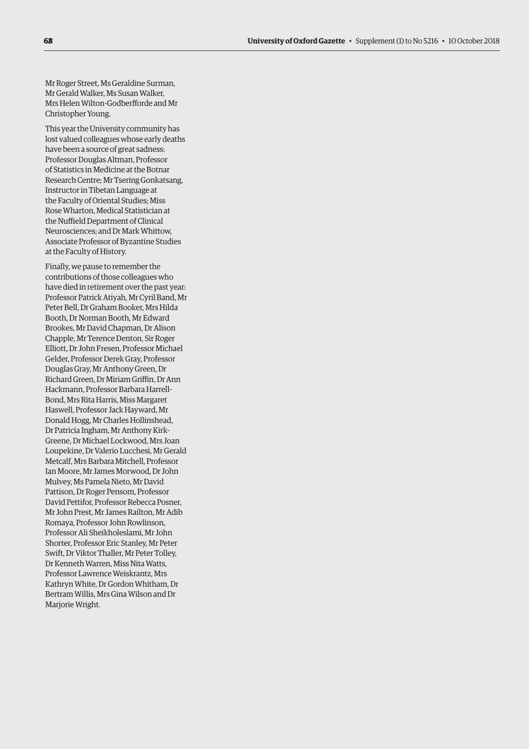Mr Roger Street, Ms Geraldine Surman, Mr Gerald Walker, Ms Susan Walker, Mrs Helen Wilton-Godberfforde and Mr Christopher Young.

This year the University community has lost valued colleagues whose early deaths have been a source of great sadness: Professor Douglas Altman, Professor of Statistics in Medicine at the Botnar Research Centre; Mr Tsering Gonkatsang, Instructor in Tibetan Language at the Faculty of Oriental Studies; Miss Rose Wharton, Medical Statistician at the Nuffield Department of Clinical Neurosciences; and Dr Mark Whittow, Associate Professor of Byzantine Studies at the Faculty of History.

Finally, we pause to remember the contributions of those colleagues who have died in retirement over the past year: Professor Patrick Atiyah, Mr Cyril Band, Mr Peter Bell, Dr Graham Booker, Mrs Hilda Booth, Dr Norman Booth, Mr Edward Brookes, Mr David Chapman, Dr Alison Chapple, Mr Terence Denton, Sir Roger Elliott, Dr John Fresen, Professor Michael Gelder, Professor Derek Gray, Professor Douglas Gray, Mr Anthony Green, Dr Richard Green, Dr Miriam Griffin, Dr Ann Hackmann, Professor Barbara Harrell-Bond, Mrs Rita Harris, Miss Margaret Haswell, Professor Jack Hayward, Mr Donald Hogg, Mr Charles Hollinshead, Dr Patricia Ingham, Mr Anthony Kirk-Greene, Dr Michael Lockwood, Mrs Joan Loupekine, Dr Valerio Lucchesi, Mr Gerald Metcalf, Mrs Barbara Mitchell, Professor Ian Moore, Mr James Morwood, Dr John Mulvey, Ms Pamela Nieto, Mr David Pattison, Dr Roger Pensom, Professor David Pettifor, Professor Rebecca Posner, Mr John Prest, Mr James Railton, Mr Adib Romaya, Professor John Rowlinson, Professor Ali Sheikholeslami, Mr John Shorter, Professor Eric Stanley, Mr Peter Swift, Dr Viktor Thaller, Mr Peter Tolley, Dr Kenneth Warren, Miss Nita Watts, Professor Lawrence Weiskrantz, Mrs Kathryn White, Dr Gordon Whitham, Dr Bertram Willis, Mrs Gina Wilson and Dr Marjorie Wright.